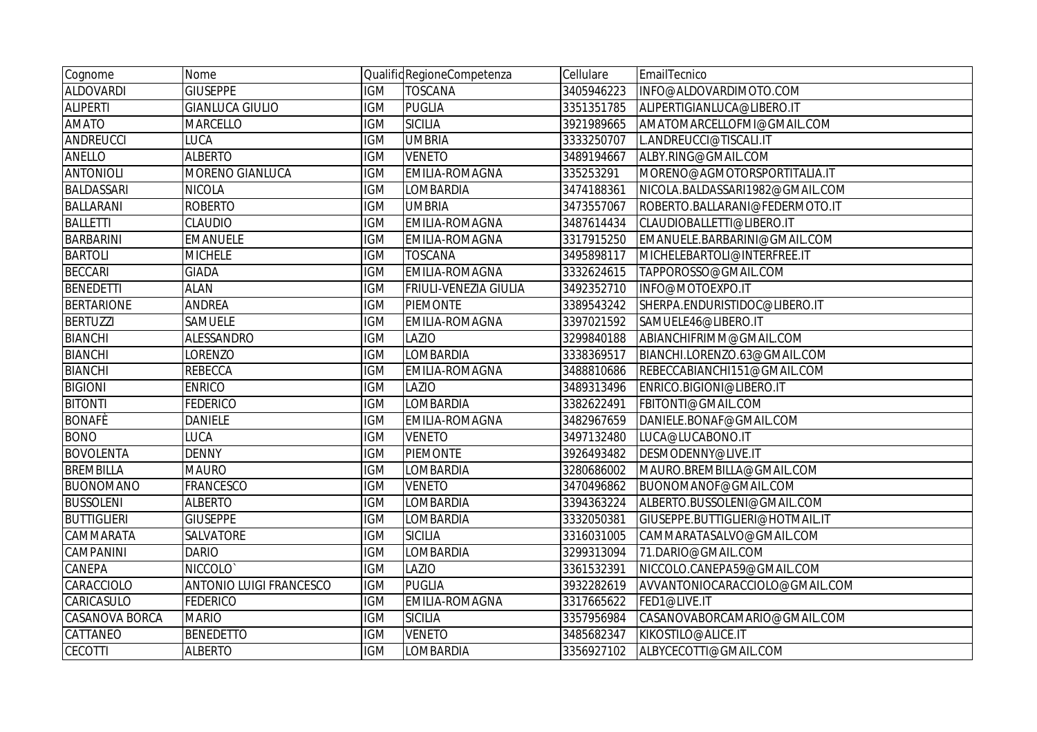| Cognome | Nome | Qualific | RegioneCompetenza | Cellulare | EmailTecnico |
|---|---|---|---|---|---|
| ALDOVARDI | GIUSEPPE | IGM | TOSCANA | 3405946223 | INFO@ALDOVARDIMOTO.COM |
| ALIPERTI | GIANLUCA GIULIO | IGM | PUGLIA | 3351351785 | ALIPERTIGIANLUCA@LIBERO.IT |
| AMATO | MARCELLO | IGM | SICILIA | 3921989665 | AMATOMARCELLOFMI@GMAIL.COM |
| ANDREUCCI | LUCA | IGM | UMBRIA | 3333250707 | L.ANDREUCCI@TISCALI.IT |
| ANELLO | ALBERTO | IGM | VENETO | 3489194667 | ALBY.RING@GMAIL.COM |
| ANTONIOLI | MORENO GIANLUCA | IGM | EMILIA-ROMAGNA | 335253291 | MORENO@AGMOTORSPORTITALIA.IT |
| BALDASSARI | NICOLA | IGM | LOMBARDIA | 3474188361 | NICOLA.BALDASSARI1982@GMAIL.COM |
| BALLARANI | ROBERTO | IGM | UMBRIA | 3473557067 | ROBERTO.BALLARANI@FEDERMOTO.IT |
| BALLETTI | CLAUDIO | IGM | EMILIA-ROMAGNA | 3487614434 | CLAUDIOBALLETTI@LIBERO.IT |
| BARBARINI | EMANUELE | IGM | EMILIA-ROMAGNA | 3317915250 | EMANUELE.BARBARINI@GMAIL.COM |
| BARTOLI | MICHELE | IGM | TOSCANA | 3495898117 | MICHELEBARTOLI@INTERFREE.IT |
| BECCARI | GIADA | IGM | EMILIA-ROMAGNA | 3332624615 | TAPPOROSSO@GMAIL.COM |
| BENEDETTI | ALAN | IGM | FRIULI-VENEZIA GIULIA | 3492352710 | INFO@MOTOEXPO.IT |
| BERTARIONE | ANDREA | IGM | PIEMONTE | 3389543242 | SHERPA.ENDURISTIDOC@LIBERO.IT |
| BERTUZZI | SAMUELE | IGM | EMILIA-ROMAGNA | 3397021592 | SAMUELE46@LIBERO.IT |
| BIANCHI | ALESSANDRO | IGM | LAZIO | 3299840188 | ABIANCHIFRIMM@GMAIL.COM |
| BIANCHI | LORENZO | IGM | LOMBARDIA | 3338369517 | BIANCHI.LORENZO.63@GMAIL.COM |
| BIANCHI | REBECCA | IGM | EMILIA-ROMAGNA | 3488810686 | REBECCABIANCHI151@GMAIL.COM |
| BIGIONI | ENRICO | IGM | LAZIO | 3489313496 | ENRICO.BIGIONI@LIBERO.IT |
| BITONTI | FEDERICO | IGM | LOMBARDIA | 3382622491 | FBITONTI@GMAIL.COM |
| BONAFÈ | DANIELE | IGM | EMILIA-ROMAGNA | 3482967659 | DANIELE.BONAF@GMAIL.COM |
| BONO | LUCA | IGM | VENETO | 3497132480 | LUCA@LUCABONO.IT |
| BOVOLENTA | DENNY | IGM | PIEMONTE | 3926493482 | DESMODENNY@LIVE.IT |
| BREMBILLA | MAURO | IGM | LOMBARDIA | 3280686002 | MAURO.BREMBILLA@GMAIL.COM |
| BUONOMANO | FRANCESCO | IGM | VENETO | 3470496862 | BUONOMANOF@GMAIL.COM |
| BUSSOLENI | ALBERTO | IGM | LOMBARDIA | 3394363224 | ALBERTO.BUSSOLENI@GMAIL.COM |
| BUTTIGLIERI | GIUSEPPE | IGM | LOMBARDIA | 3332050381 | GIUSEPPE.BUTTIGLIERI@HOTMAIL.IT |
| CAMMARATA | SALVATORE | IGM | SICILIA | 3316031005 | CAMMARATASALVO@GMAIL.COM |
| CAMPANINI | DARIO | IGM | LOMBARDIA | 3299313094 | 71.DARIO@GMAIL.COM |
| CANEPA | NICCOLO` | IGM | LAZIO | 3361532391 | NICCOLO.CANEPA59@GMAIL.COM |
| CARACCIOLO | ANTONIO LUIGI FRANCESCO | IGM | PUGLIA | 3932282619 | AVVANTONIOCARACCIOLO@GMAIL.COM |
| CARICASULO | FEDERICO | IGM | EMILIA-ROMAGNA | 3317665622 | FED1@LIVE.IT |
| CASANOVA BORCA | MARIO | IGM | SICILIA | 3357956984 | CASANOVABORCAMARIO@GMAIL.COM |
| CATTANEO | BENEDETTO | IGM | VENETO | 3485682347 | KIKOSTILO@ALICE.IT |
| CECOTTI | ALBERTO | IGM | LOMBARDIA | 3356927102 | ALBYCECOTTI@GMAIL.COM |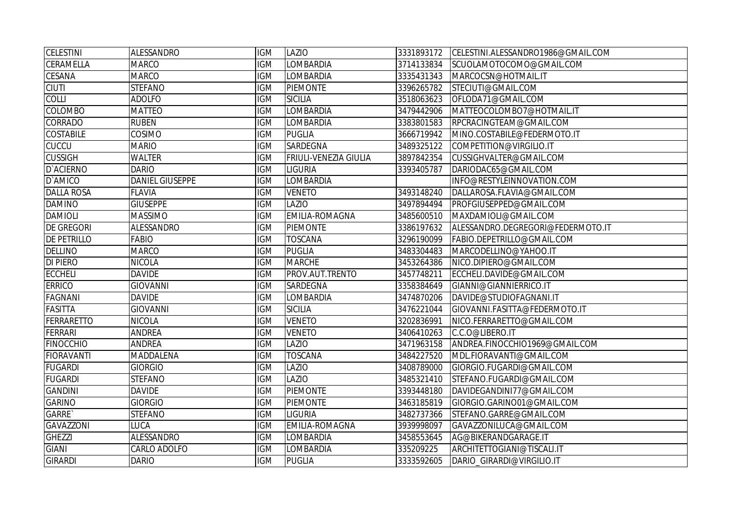| CELESTINI | ALESSANDRO | IGM | LAZIO | 3331893172 | CELESTINI.ALESSANDRO1986@GMAIL.COM |
|---|---|---|---|---|---|
| CERAMELLA | MARCO | IGM | LOMBARDIA | 3714133834 | SCUOLAMOTOCOMO@GMAIL.COM |
| CESANA | MARCO | IGM | LOMBARDIA | 3335431343 | MARCOCSN@HOTMAIL.IT |
| CIUTI | STEFANO | IGM | PIEMONTE | 3396265782 | STECIUTI@GMAIL.COM |
| COLLI | ADOLFO | IGM | SICILIA | 3518063623 | OFLODA71@GMAIL.COM |
| COLOMBO | MATTEO | IGM | LOMBARDIA | 3479442906 | MATTEOCOLOMBO7@HOTMAIL.IT |
| CORRADO | RUBEN | IGM | LOMBARDIA | 3383801583 | RPCRACINGTEAM@GMAIL.COM |
| COSTABILE | COSIMO | IGM | PUGLIA | 3666719942 | MINO.COSTABILE@FEDERMOTO.IT |
| CUCCU | MARIO | IGM | SARDEGNA | 3489325122 | COMPETITION@VIRGILIO.IT |
| CUSSIGH | WALTER | IGM | FRIULI-VENEZIA GIULIA | 3897842354 | CUSSIGHVALTER@GMAIL.COM |
| D`ACIERNO | DARIO | IGM | LIGURIA | 3393405787 | DARIODAC65@GMAIL.COM |
| D`AMICO | DANIEL GIUSEPPE | IGM | LOMBARDIA | | INFO@RESTYLEINNOVATION.COM |
| DALLA ROSA | FLAVIA | IGM | VENETO | 3493148240 | DALLAROSA.FLAVIA@GMAIL.COM |
| DAMINO | GIUSEPPE | IGM | LAZIO | 3497894494 | PROFGIUSEPPED@GMAIL.COM |
| DAMIOLI | MASSIMO | IGM | EMILIA-ROMAGNA | 3485600510 | MAXDAMIOLI@GMAIL.COM |
| DE GREGORI | ALESSANDRO | IGM | PIEMONTE | 3386197632 | ALESSANDRO.DEGREGORI@FEDERMOTO.IT |
| DE PETRILLO | FABIO | IGM | TOSCANA | 3296190099 | FABIO.DEPETRILLO@GMAIL.COM |
| DELLINO | MARCO | IGM | PUGLIA | 3483304483 | MARCODELLINO@YAHOO.IT |
| DI PIERO | NICOLA | IGM | MARCHE | 3453264386 | NICO.DIPIERO@GMAIL.COM |
| ECCHELI | DAVIDE | IGM | PROV.AUT.TRENTO | 3457748211 | ECCHELI.DAVIDE@GMAIL.COM |
| ERRICO | GIOVANNI | IGM | SARDEGNA | 3358384649 | GIANNI@GIANNIERRICO.IT |
| FAGNANI | DAVIDE | IGM | LOMBARDIA | 3474870206 | DAVIDE@STUDIOFAGNANI.IT |
| FASITTA | GIOVANNI | IGM | SICILIA | 3476221044 | GIOVANNI.FASITTA@FEDERMOTO.IT |
| FERRARETTO | NICOLA | IGM | VENETO | 3202836991 | NICO.FERRARETTO@GMAIL.COM |
| FERRARI | ANDREA | IGM | VENETO | 3406410263 | C.C.O@LIBERO.IT |
| FINOCCHIO | ANDREA | IGM | LAZIO | 3471963158 | ANDREA.FINOCCHIO1969@GMAIL.COM |
| FIORAVANTI | MADDALENA | IGM | TOSCANA | 3484227520 | MDL.FIORAVANTI@GMAIL.COM |
| FUGARDI | GIORGIO | IGM | LAZIO | 3408789000 | GIORGIO.FUGARDI@GMAIL.COM |
| FUGARDI | STEFANO | IGM | LAZIO | 3485321410 | STEFANO.FUGARDI@GMAIL.COM |
| GANDINI | DAVIDE | IGM | PIEMONTE | 3393448180 | DAVIDEGANDINI77@GMAIL.COM |
| GARINO | GIORGIO | IGM | PIEMONTE | 3463185819 | GIORGIO.GARINO01@GMAIL.COM |
| GARRE` | STEFANO | IGM | LIGURIA | 3482737366 | STEFANO.GARRE@GMAIL.COM |
| GAVAZZONI | LUCA | IGM | EMILIA-ROMAGNA | 3939998097 | GAVAZZONILUCA@GMAIL.COM |
| GHEZZI | ALESSANDRO | IGM | LOMBARDIA | 3458553645 | AG@BIKERANDGARAGE.IT |
| GIANI | CARLO ADOLFO | IGM | LOMBARDIA | 335209225 | ARCHITETTOGIANI@TISCALI.IT |
| GIRARDI | DARIO | IGM | PUGLIA | 3333592605 | DARIO_GIRARDI@VIRGILIO.IT |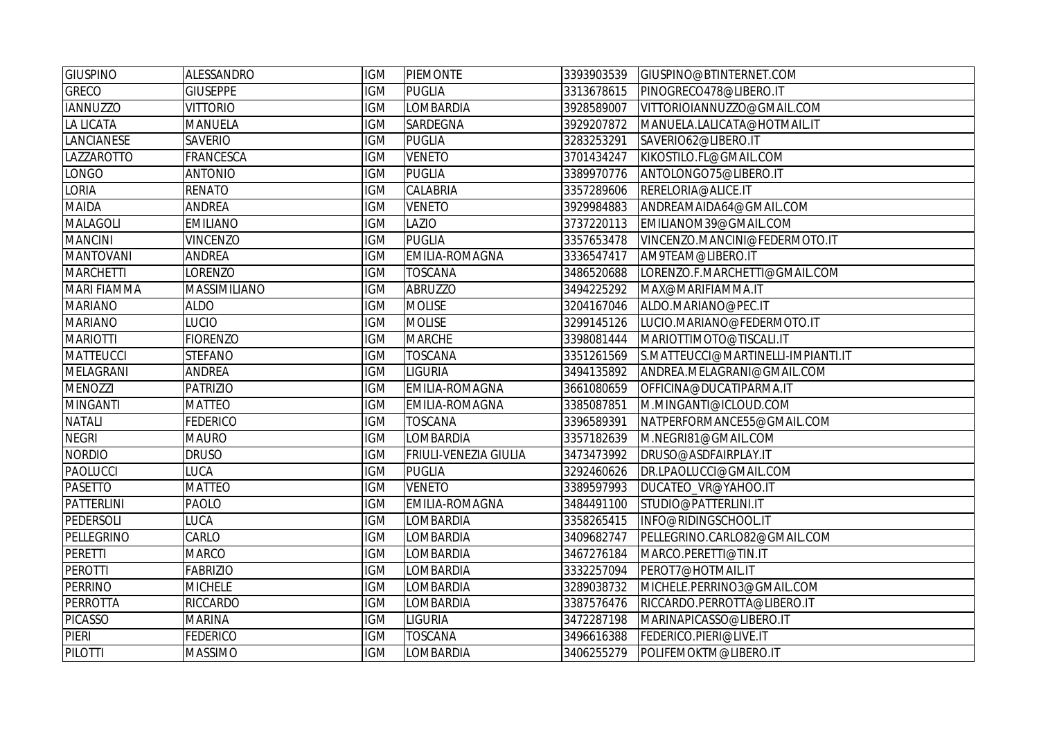| GIUSPINO | ALESSANDRO | IGM | PIEMONTE | 3393903539 | GIUSPINO@BTINTERNET.COM |
|---|---|---|---|---|---|
| GRECO | GIUSEPPE | IGM | PUGLIA | 3313678615 | PINOGRECO478@LIBERO.IT |
| IANNUZZO | VITTORIO | IGM | LOMBARDIA | 3928589007 | VITTORIOIANNUZZO@GMAIL.COM |
| LA LICATA | MANUELA | IGM | SARDEGNA | 3929207872 | MANUELA.LALICATA@HOTMAIL.IT |
| LANCIANESE | SAVERIO | IGM | PUGLIA | 3283253291 | SAVERIO62@LIBERO.IT |
| LAZZAROTTO | FRANCESCA | IGM | VENETO | 3701434247 | KIKOSTILO.FL@GMAIL.COM |
| LONGO | ANTONIO | IGM | PUGLIA | 3389970776 | ANTOLONGO75@LIBERO.IT |
| LORIA | RENATO | IGM | CALABRIA | 3357289606 | RERELORIA@ALICE.IT |
| MAIDA | ANDREA | IGM | VENETO | 3929984883 | ANDREAMAIDA64@GMAIL.COM |
| MALAGOLI | EMILIANO | IGM | LAZIO | 3737220113 | EMILIANOM39@GMAIL.COM |
| MANCINI | VINCENZO | IGM | PUGLIA | 3357653478 | VINCENZO.MANCINI@FEDERMOTO.IT |
| MANTOVANI | ANDREA | IGM | EMILIA-ROMAGNA | 3336547417 | AM9TEAM@LIBERO.IT |
| MARCHETTI | LORENZO | IGM | TOSCANA | 3486520688 | LORENZO.F.MARCHETTI@GMAIL.COM |
| MARI FIAMMA | MASSIMILIANO | IGM | ABRUZZO | 3494225292 | MAX@MARIFIAMMA.IT |
| MARIANO | ALDO | IGM | MOLISE | 3204167046 | ALDO.MARIANO@PEC.IT |
| MARIANO | LUCIO | IGM | MOLISE | 3299145126 | LUCIO.MARIANO@FEDERMOTO.IT |
| MARIOTTI | FIORENZO | IGM | MARCHE | 3398081444 | MARIOTTIMOTO@TISCALI.IT |
| MATTEUCCI | STEFANO | IGM | TOSCANA | 3351261569 | S.MATTEUCCI@MARTINELLI-IMPIANTI.IT |
| MELAGRANI | ANDREA | IGM | LIGURIA | 3494135892 | ANDREA.MELAGRANI@GMAIL.COM |
| MENOZZI | PATRIZIO | IGM | EMILIA-ROMAGNA | 3661080659 | OFFICINA@DUCATIPARMA.IT |
| MINGANTI | MATTEO | IGM | EMILIA-ROMAGNA | 3385087851 | M.MINGANTI@ICLOUD.COM |
| NATALI | FEDERICO | IGM | TOSCANA | 3396589391 | NATPERFORMANCE55@GMAIL.COM |
| NEGRI | MAURO | IGM | LOMBARDIA | 3357182639 | M.NEGRI81@GMAIL.COM |
| NORDIO | DRUSO | IGM | FRIULI-VENEZIA GIULIA | 3473473992 | DRUSO@ASDFAIRPLAY.IT |
| PAOLUCCI | LUCA | IGM | PUGLIA | 3292460626 | DR.LPAOLUCCI@GMAIL.COM |
| PASETTO | MATTEO | IGM | VENETO | 3389597993 | DUCATEO_VR@YAHOO.IT |
| PATTERLINI | PAOLO | IGM | EMILIA-ROMAGNA | 3484491100 | STUDIO@PATTERLINI.IT |
| PEDERSOLI | LUCA | IGM | LOMBARDIA | 3358265415 | INFO@RIDINGSCHOOL.IT |
| PELLEGRINO | CARLO | IGM | LOMBARDIA | 3409682747 | PELLEGRINO.CARLO82@GMAIL.COM |
| PERETTI | MARCO | IGM | LOMBARDIA | 3467276184 | MARCO.PERETTI@TIN.IT |
| PEROTTI | FABRIZIO | IGM | LOMBARDIA | 3332257094 | PEROT7@HOTMAIL.IT |
| PERRINO | MICHELE | IGM | LOMBARDIA | 3289038732 | MICHELE.PERRINO3@GMAIL.COM |
| PERROTTA | RICCARDO | IGM | LOMBARDIA | 3387576476 | RICCARDO.PERROTTA@LIBERO.IT |
| PICASSO | MARINA | IGM | LIGURIA | 3472287198 | MARINAPICASSO@LIBERO.IT |
| PIERI | FEDERICO | IGM | TOSCANA | 3496616388 | FEDERICO.PIERI@LIVE.IT |
| PILOTTI | MASSIMO | IGM | LOMBARDIA | 3406255279 | POLIFEMOKTM@LIBERO.IT |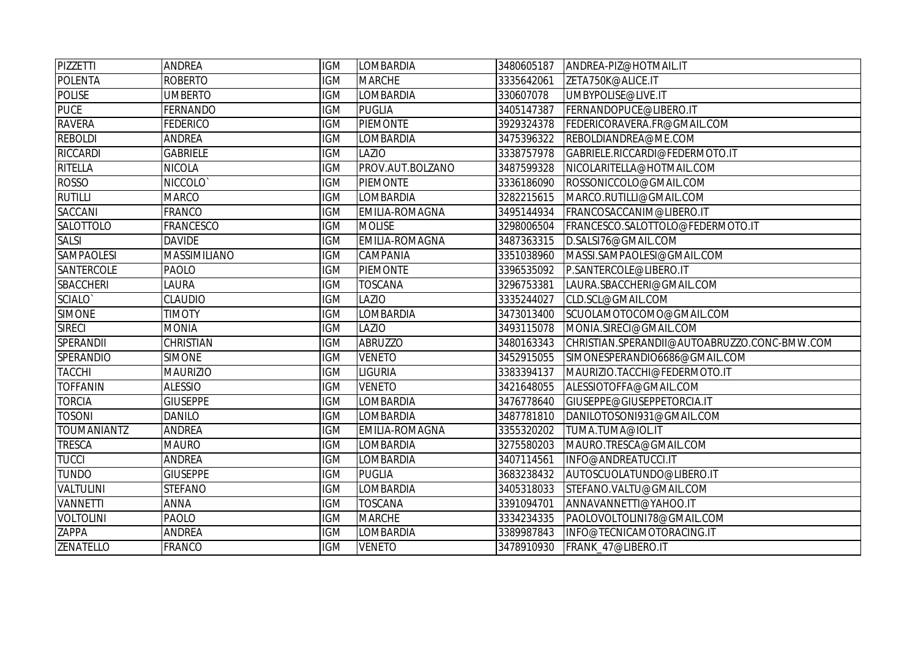| | | | | | |
|---|---|---|---|---|---|
| PIZZETTI | ANDREA | IGM | LOMBARDIA | 3480605187 | ANDREA-PIZ@HOTMAIL.IT |
| POLENTA | ROBERTO | IGM | MARCHE | 3335642061 | ZETA750K@ALICE.IT |
| POLISE | UMBERTO | IGM | LOMBARDIA | 330607078 | UMBYPOLISE@LIVE.IT |
| PUCE | FERNANDO | IGM | PUGLIA | 3405147387 | FERNANDOPUCE@LIBERO.IT |
| RAVERA | FEDERICO | IGM | PIEMONTE | 3929324378 | FEDERICORAVERA.FR@GMAIL.COM |
| REBOLDI | ANDREA | IGM | LOMBARDIA | 3475396322 | REBOLDIANDREA@ME.COM |
| RICCARDI | GABRIELE | IGM | LAZIO | 3338757978 | GABRIELE.RICCARDI@FEDERMOTO.IT |
| RITELLA | NICOLA | IGM | PROV.AUT.BOLZANO | 3487599328 | NICOLARITELLA@HOTMAIL.COM |
| ROSSO | NICCOLO` | IGM | PIEMONTE | 3336186090 | ROSSONICCOLO@GMAIL.COM |
| RUTILLI | MARCO | IGM | LOMBARDIA | 3282215615 | MARCO.RUTILLI@GMAIL.COM |
| SACCANI | FRANCO | IGM | EMILIA-ROMAGNA | 3495144934 | FRANCOSACCANIM@LIBERO.IT |
| SALOTTOLO | FRANCESCO | IGM | MOLISE | 3298006504 | FRANCESCO.SALOTTOLO@FEDERMOTO.IT |
| SALSI | DAVIDE | IGM | EMILIA-ROMAGNA | 3487363315 | D.SALSI76@GMAIL.COM |
| SAMPAOLESI | MASSIMILIANO | IGM | CAMPANIA | 3351038960 | MASSI.SAMPAOLESI@GMAIL.COM |
| SANTERCOLE | PAOLO | IGM | PIEMONTE | 3396535092 | P.SANTERCOLE@LIBERO.IT |
| SBACCHERI | LAURA | IGM | TOSCANA | 3296753381 | LAURA.SBACCHERI@GMAIL.COM |
| SCIALO` | CLAUDIO | IGM | LAZIO | 3335244027 | CLD.SCL@GMAIL.COM |
| SIMONE | TIMOTY | IGM | LOMBARDIA | 3473013400 | SCUOLAMOTOCOMO@GMAIL.COM |
| SIRECI | MONIA | IGM | LAZIO | 3493115078 | MONIA.SIRECI@GMAIL.COM |
| SPERANDII | CHRISTIAN | IGM | ABRUZZO | 3480163343 | CHRISTIAN.SPERANDII@AUTOABRUZZO.CONC-BMW.COM |
| SPERANDIO | SIMONE | IGM | VENETO | 3452915055 | SIMONESPERANDIO6686@GMAIL.COM |
| TACCHI | MAURIZIO | IGM | LIGURIA | 3383394137 | MAURIZIO.TACCHI@FEDERMOTO.IT |
| TOFFANIN | ALESSIO | IGM | VENETO | 3421648055 | ALESSIOTOFFA@GMAIL.COM |
| TORCIA | GIUSEPPE | IGM | LOMBARDIA | 3476778640 | GIUSEPPE@GIUSEPPETORCIA.IT |
| TOSONI | DANILO | IGM | LOMBARDIA | 3487781810 | DANILOTOSONI931@GMAIL.COM |
| TOUMANIANTZ | ANDREA | IGM | EMILIA-ROMAGNA | 3355320202 | TUMA.TUMA@IOL.IT |
| TRESCA | MAURO | IGM | LOMBARDIA | 3275580203 | MAURO.TRESCA@GMAIL.COM |
| TUCCI | ANDREA | IGM | LOMBARDIA | 3407114561 | INFO@ANDREATUCCI.IT |
| TUNDO | GIUSEPPE | IGM | PUGLIA | 3683238432 | AUTOSCUOLATUNDO@LIBERO.IT |
| VALTULINI | STEFANO | IGM | LOMBARDIA | 3405318033 | STEFANO.VALTU@GMAIL.COM |
| VANNETTI | ANNA | IGM | TOSCANA | 3391094701 | ANNAVANNETTI@YAHOO.IT |
| VOLTOLINI | PAOLO | IGM | MARCHE | 3334234335 | PAOLOVOLTOLINI78@GMAIL.COM |
| ZAPPA | ANDREA | IGM | LOMBARDIA | 3389987843 | INFO@TECNICAMOTORACING.IT |
| ZENATELLO | FRANCO | IGM | VENETO | 3478910930 | FRANK_47@LIBERO.IT |